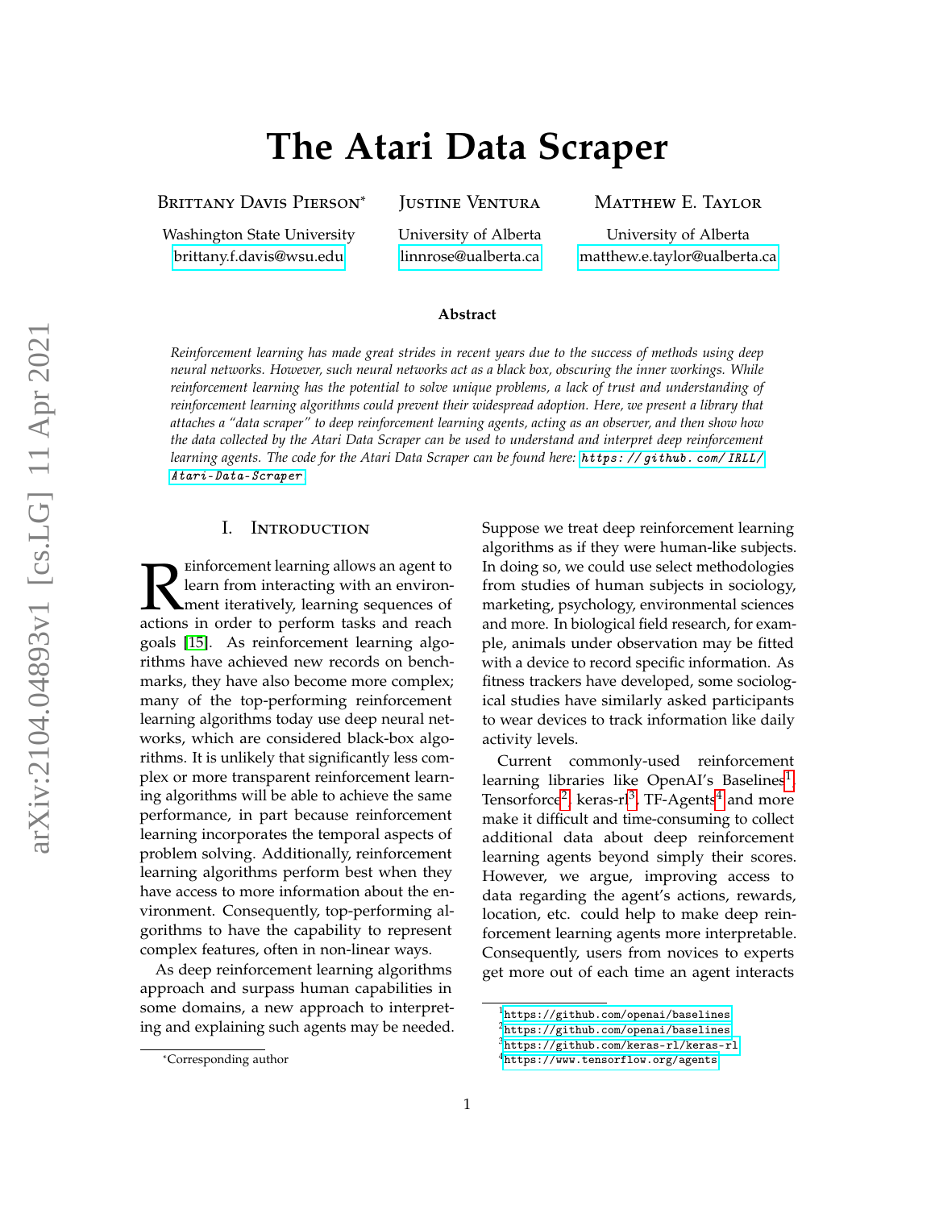# The Atari Data Scraper

Brittany Davis Pierson[*] — Washington State University — brittany.f.davis@wsu.edu

Justine Ventura — University of Alberta — linnrose@ualberta.ca

Matthew E. Taylor — University of Alberta — matthew.e.taylor@ualberta.ca

### Abstract

*Reinforcement learning has made great strides in recent years due to the success of methods using deep neural networks. However, such neural networks act as a black box, obscuring the inner workings. While reinforcement learning has the potential to solve unique problems, a lack of trust and understanding of reinforcement learning algorithms could prevent their widespread adoption. Here, we present a library that attaches a "data scraper" to deep reinforcement learning agents, acting as an observer, and then show how the data collected by the Atari Data Scraper can be used to understand and interpret deep reinforcement learning agents. The code for the Atari Data Scraper can be found here:* https://github.com/IRLL/Atari-Data-Scraper

## I. Introduction

Reinforcement learning allows an agent to learn from interacting with an environment iteratively, learning sequences of actions in order to perform tasks and reach goals [15]. As reinforcement learning algorithms have achieved new records on benchmarks, they have also become more complex; many of the top-performing reinforcement learning algorithms today use deep neural networks, which are considered black-box algorithms. It is unlikely that significantly less complex or more transparent reinforcement learning algorithms will be able to achieve the same performance, in part because reinforcement learning incorporates the temporal aspects of problem solving. Additionally, reinforcement learning algorithms perform best when they have access to more information about the environment. Consequently, top-performing algorithms to have the capability to represent complex features, often in non-linear ways.

As deep reinforcement learning algorithms approach and surpass human capabilities in some domains, a new approach to interpreting and explaining such agents may be needed. Suppose we treat deep reinforcement learning algorithms as if they were human-like subjects. In doing so, we could use select methodologies from studies of human subjects in sociology, marketing, psychology, environmental sciences and more. In biological field research, for example, animals under observation may be fitted with a device to record specific information. As fitness trackers have developed, some sociological studies have similarly asked participants to wear devices to track information like daily activity levels.

Current commonly-used reinforcement learning libraries like OpenAI's Baselines[1], Tensorforce[2], keras-rl[3], TF-Agents[4] and more make it difficult and time-consuming to collect additional data about deep reinforcement learning agents beyond simply their scores. However, we argue, improving access to data regarding the agent's actions, rewards, location, etc. could help to make deep reinforcement learning agents more interpretable. Consequently, users from novices to experts get more out of each time an agent interacts

---

[*] Corresponding author

[1] https://github.com/openai/baselines

[2] https://github.com/openai/baselines

[3] https://github.com/keras-rl/keras-rl

[4] https://www.tensorflow.org/agents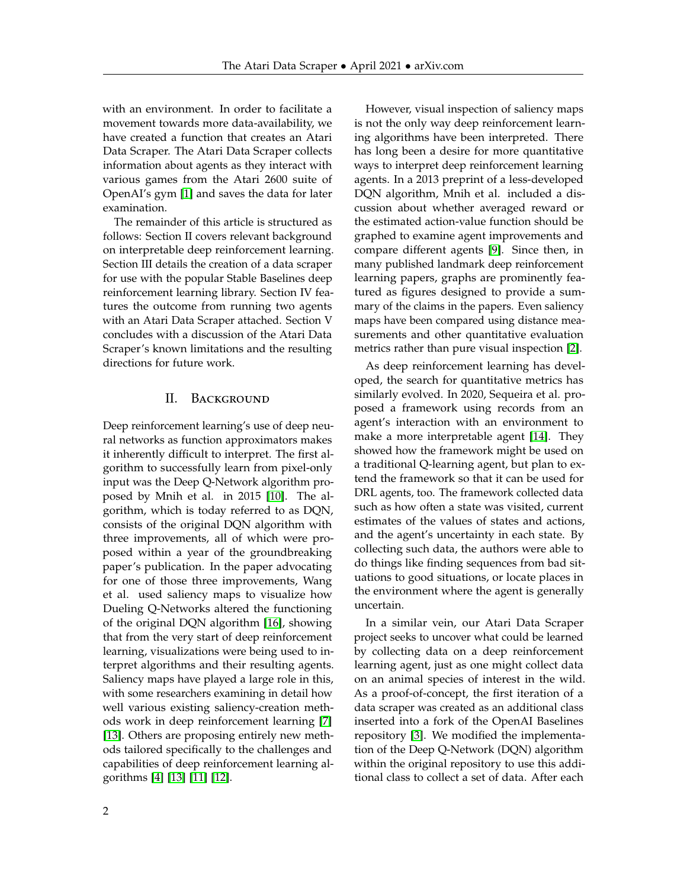with an environment. In order to facilitate a movement towards more data-availability, we have created a function that creates an Atari Data Scraper. The Atari Data Scraper collects information about agents as they interact with various games from the Atari 2600 suite of OpenAI's gym [1] and saves the data for later examination.

The remainder of this article is structured as follows: Section II covers relevant background on interpretable deep reinforcement learning. Section III details the creation of a data scraper for use with the popular Stable Baselines deep reinforcement learning library. Section IV features the outcome from running two agents with an Atari Data Scraper attached. Section V concludes with a discussion of the Atari Data Scraper's known limitations and the resulting directions for future work.

## II. Background

Deep reinforcement learning's use of deep neural networks as function approximators makes it inherently difficult to interpret. The first algorithm to successfully learn from pixel-only input was the Deep Q-Network algorithm proposed by Mnih et al. in 2015 [10]. The algorithm, which is today referred to as DQN, consists of the original DQN algorithm with three improvements, all of which were proposed within a year of the groundbreaking paper's publication. In the paper advocating for one of those three improvements, Wang et al. used saliency maps to visualize how Dueling Q-Networks altered the functioning of the original DQN algorithm [16], showing that from the very start of deep reinforcement learning, visualizations were being used to interpret algorithms and their resulting agents. Saliency maps have played a large role in this, with some researchers examining in detail how well various existing saliency-creation methods work in deep reinforcement learning [7] [13]. Others are proposing entirely new methods tailored specifically to the challenges and capabilities of deep reinforcement learning algorithms [4] [13] [11] [12].

However, visual inspection of saliency maps is not the only way deep reinforcement learning algorithms have been interpreted. There has long been a desire for more quantitative ways to interpret deep reinforcement learning agents. In a 2013 preprint of a less-developed DQN algorithm, Mnih et al. included a discussion about whether averaged reward or the estimated action-value function should be graphed to examine agent improvements and compare different agents [9]. Since then, in many published landmark deep reinforcement learning papers, graphs are prominently featured as figures designed to provide a summary of the claims in the papers. Even saliency maps have been compared using distance measurements and other quantitative evaluation metrics rather than pure visual inspection [2].

As deep reinforcement learning has developed, the search for quantitative metrics has similarly evolved. In 2020, Sequeira et al. proposed a framework using records from an agent's interaction with an environment to make a more interpretable agent [14]. They showed how the framework might be used on a traditional Q-learning agent, but plan to extend the framework so that it can be used for DRL agents, too. The framework collected data such as how often a state was visited, current estimates of the values of states and actions, and the agent's uncertainty in each state. By collecting such data, the authors were able to do things like finding sequences from bad situations to good situations, or locate places in the environment where the agent is generally uncertain.

In a similar vein, our Atari Data Scraper project seeks to uncover what could be learned by collecting data on a deep reinforcement learning agent, just as one might collect data on an animal species of interest in the wild. As a proof-of-concept, the first iteration of a data scraper was created as an additional class inserted into a fork of the OpenAI Baselines repository [3]. We modified the implementation of the Deep Q-Network (DQN) algorithm within the original repository to use this additional class to collect a set of data. After each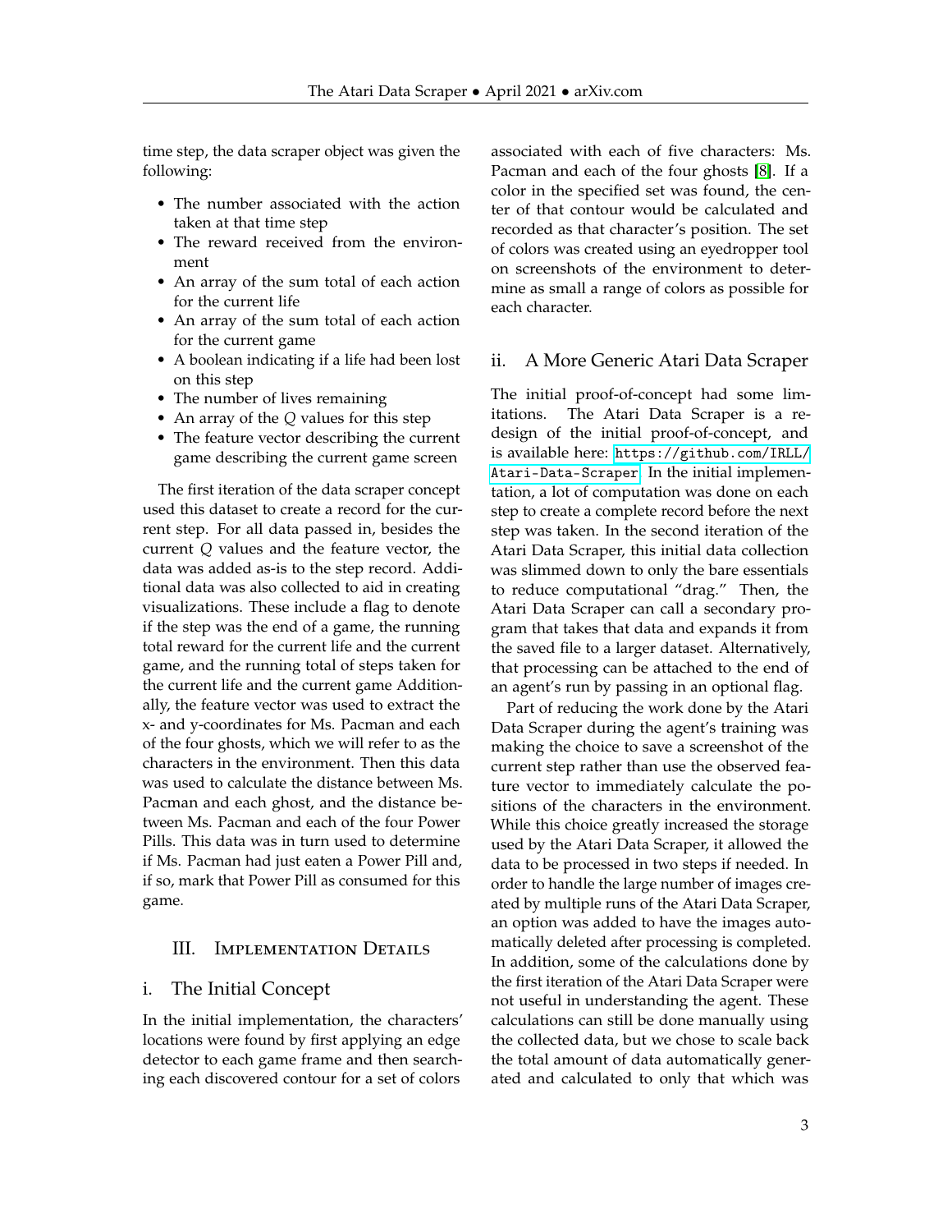time step, the data scraper object was given the following:

- The number associated with the action taken at that time step
- The reward received from the environment
- An array of the sum total of each action for the current life
- An array of the sum total of each action for the current game
- A boolean indicating if a life had been lost on this step
- The number of lives remaining
- An array of the $Q$ values for this step
- The feature vector describing the current game describing the current game screen

The first iteration of the data scraper concept used this dataset to create a record for the current step. For all data passed in, besides the current $Q$ values and the feature vector, the data was added as-is to the step record. Additional data was also collected to aid in creating visualizations. These include a flag to denote if the step was the end of a game, the running total reward for the current life and the current game, and the running total of steps taken for the current life and the current game Additionally, the feature vector was used to extract the x- and y-coordinates for Ms. Pacman and each of the four ghosts, which we will refer to as the characters in the environment. Then this data was used to calculate the distance between Ms. Pacman and each ghost, and the distance between Ms. Pacman and each of the four Power Pills. This data was in turn used to determine if Ms. Pacman had just eaten a Power Pill and, if so, mark that Power Pill as consumed for this game.

## III. Implementation Details

### i. The Initial Concept

In the initial implementation, the characters' locations were found by first applying an edge detector to each game frame and then searching each discovered contour for a set of colors associated with each of five characters: Ms. Pacman and each of the four ghosts [8]. If a color in the specified set was found, the center of that contour would be calculated and recorded as that character's position. The set of colors was created using an eyedropper tool on screenshots of the environment to determine as small a range of colors as possible for each character.

### ii. A More Generic Atari Data Scraper

The initial proof-of-concept had some limitations. The Atari Data Scraper is a redesign of the initial proof-of-concept, and is available here: https://github.com/IRLL/Atari-Data-Scraper. In the initial implementation, a lot of computation was done on each step to create a complete record before the next step was taken. In the second iteration of the Atari Data Scraper, this initial data collection was slimmed down to only the bare essentials to reduce computational "drag." Then, the Atari Data Scraper can call a secondary program that takes that data and expands it from the saved file to a larger dataset. Alternatively, that processing can be attached to the end of an agent's run by passing in an optional flag.

Part of reducing the work done by the Atari Data Scraper during the agent's training was making the choice to save a screenshot of the current step rather than use the observed feature vector to immediately calculate the positions of the characters in the environment. While this choice greatly increased the storage used by the Atari Data Scraper, it allowed the data to be processed in two steps if needed. In order to handle the large number of images created by multiple runs of the Atari Data Scraper, an option was added to have the images automatically deleted after processing is completed. In addition, some of the calculations done by the first iteration of the Atari Data Scraper were not useful in understanding the agent. These calculations can still be done manually using the collected data, but we chose to scale back the total amount of data automatically generated and calculated to only that which was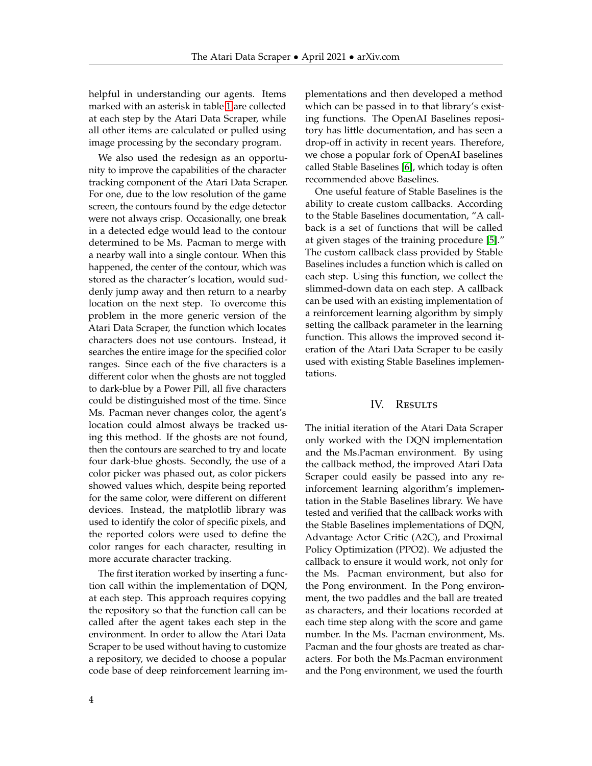helpful in understanding our agents. Items marked with an asterisk in table 1 are collected at each step by the Atari Data Scraper, while all other items are calculated or pulled using image processing by the secondary program.

We also used the redesign as an opportunity to improve the capabilities of the character tracking component of the Atari Data Scraper. For one, due to the low resolution of the game screen, the contours found by the edge detector were not always crisp. Occasionally, one break in a detected edge would lead to the contour determined to be Ms. Pacman to merge with a nearby wall into a single contour. When this happened, the center of the contour, which was stored as the character's location, would suddenly jump away and then return to a nearby location on the next step. To overcome this problem in the more generic version of the Atari Data Scraper, the function which locates characters does not use contours. Instead, it searches the entire image for the specified color ranges. Since each of the five characters is a different color when the ghosts are not toggled to dark-blue by a Power Pill, all five characters could be distinguished most of the time. Since Ms. Pacman never changes color, the agent's location could almost always be tracked using this method. If the ghosts are not found, then the contours are searched to try and locate four dark-blue ghosts. Secondly, the use of a color picker was phased out, as color pickers showed values which, despite being reported for the same color, were different on different devices. Instead, the matplotlib library was used to identify the color of specific pixels, and the reported colors were used to define the color ranges for each character, resulting in more accurate character tracking.

The first iteration worked by inserting a function call within the implementation of DQN, at each step. This approach requires copying the repository so that the function call can be called after the agent takes each step in the environment. In order to allow the Atari Data Scraper to be used without having to customize a repository, we decided to choose a popular code base of deep reinforcement learning implementations and then developed a method which can be passed in to that library's existing functions. The OpenAI Baselines repository has little documentation, and has seen a drop-off in activity in recent years. Therefore, we chose a popular fork of OpenAI baselines called Stable Baselines [6], which today is often recommended above Baselines.

One useful feature of Stable Baselines is the ability to create custom callbacks. According to the Stable Baselines documentation, "A callback is a set of functions that will be called at given stages of the training procedure [5]." The custom callback class provided by Stable Baselines includes a function which is called on each step. Using this function, we collect the slimmed-down data on each step. A callback can be used with an existing implementation of a reinforcement learning algorithm by simply setting the callback parameter in the learning function. This allows the improved second iteration of the Atari Data Scraper to be easily used with existing Stable Baselines implementations.

## IV. Results

The initial iteration of the Atari Data Scraper only worked with the DQN implementation and the Ms.Pacman environment. By using the callback method, the improved Atari Data Scraper could easily be passed into any reinforcement learning algorithm's implementation in the Stable Baselines library. We have tested and verified that the callback works with the Stable Baselines implementations of DQN, Advantage Actor Critic (A2C), and Proximal Policy Optimization (PPO2). We adjusted the callback to ensure it would work, not only for the Ms. Pacman environment, but also for the Pong environment. In the Pong environment, the two paddles and the ball are treated as characters, and their locations recorded at each time step along with the score and game number. In the Ms. Pacman environment, Ms. Pacman and the four ghosts are treated as characters. For both the Ms.Pacman environment and the Pong environment, we used the fourth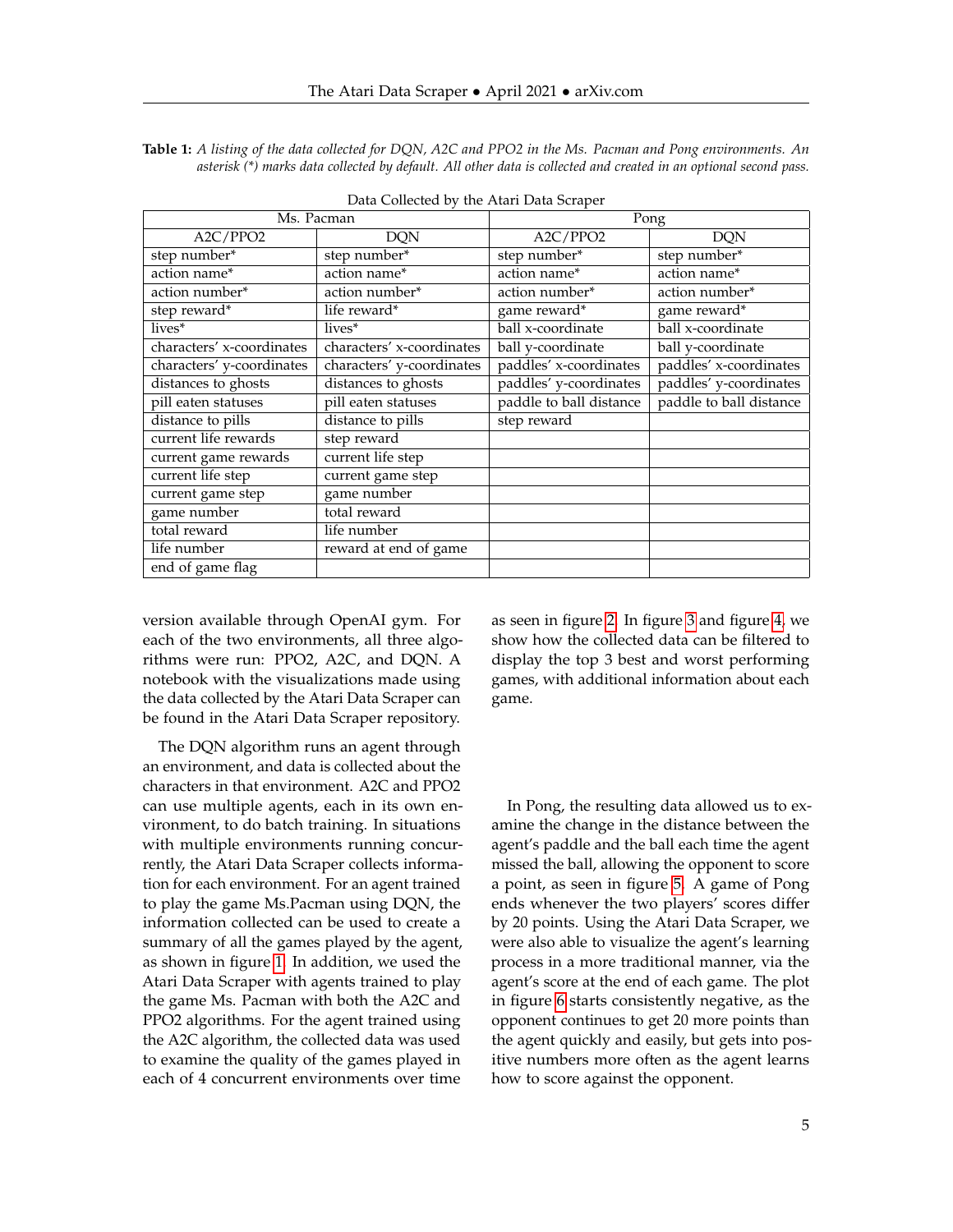**Table 1:** *A listing of the data collected for DQN, A2C and PPO2 in the Ms. Pacman and Pong environments. An asterisk (*) marks data collected by default. All other data is collected and created in an optional second pass.*

Data Collected by the Atari Data Scraper

| Ms. Pacman | | Pong | |
|---|---|---|---|
| A2C/PPO2 | DQN | A2C/PPO2 | DQN |
| step number* | step number* | step number* | step number* |
| action name* | action name* | action name* | action name* |
| action number* | action number* | action number* | action number* |
| step reward* | life reward* | game reward* | game reward* |
| lives* | lives* | ball x-coordinate | ball x-coordinate |
| characters' x-coordinates | characters' x-coordinates | ball y-coordinate | ball y-coordinate |
| characters' y-coordinates | characters' y-coordinates | paddles' x-coordinates | paddles' x-coordinates |
| distances to ghosts | distances to ghosts | paddles' y-coordinates | paddles' y-coordinates |
| pill eaten statuses | pill eaten statuses | paddle to ball distance | paddle to ball distance |
| distance to pills | distance to pills | step reward | |
| current life rewards | step reward | | |
| current game rewards | current life step | | |
| current life step | current game step | | |
| current game step | game number | | |
| game number | total reward | | |
| total reward | life number | | |
| life number | reward at end of game | | |
| end of game flag | | | |

version available through OpenAI gym. For each of the two environments, all three algorithms were run: PPO2, A2C, and DQN. A notebook with the visualizations made using the data collected by the Atari Data Scraper can be found in the Atari Data Scraper repository.

The DQN algorithm runs an agent through an environment, and data is collected about the characters in that environment. A2C and PPO2 can use multiple agents, each in its own environment, to do batch training. In situations with multiple environments running concurrently, the Atari Data Scraper collects information for each environment. For an agent trained to play the game Ms.Pacman using DQN, the information collected can be used to create a summary of all the games played by the agent, as shown in figure 1. In addition, we used the Atari Data Scraper with agents trained to play the game Ms. Pacman with both the A2C and PPO2 algorithms. For the agent trained using the A2C algorithm, the collected data was used to examine the quality of the games played in each of 4 concurrent environments over time as seen in figure 2. In figure 3 and figure 4, we show how the collected data can be filtered to display the top 3 best and worst performing games, with additional information about each game.

In Pong, the resulting data allowed us to examine the change in the distance between the agent's paddle and the ball each time the agent missed the ball, allowing the opponent to score a point, as seen in figure 5. A game of Pong ends whenever the two players' scores differ by 20 points. Using the Atari Data Scraper, we were also able to visualize the agent's learning process in a more traditional manner, via the agent's score at the end of each game. The plot in figure 6 starts consistently negative, as the opponent continues to get 20 more points than the agent quickly and easily, but gets into positive numbers more often as the agent learns how to score against the opponent.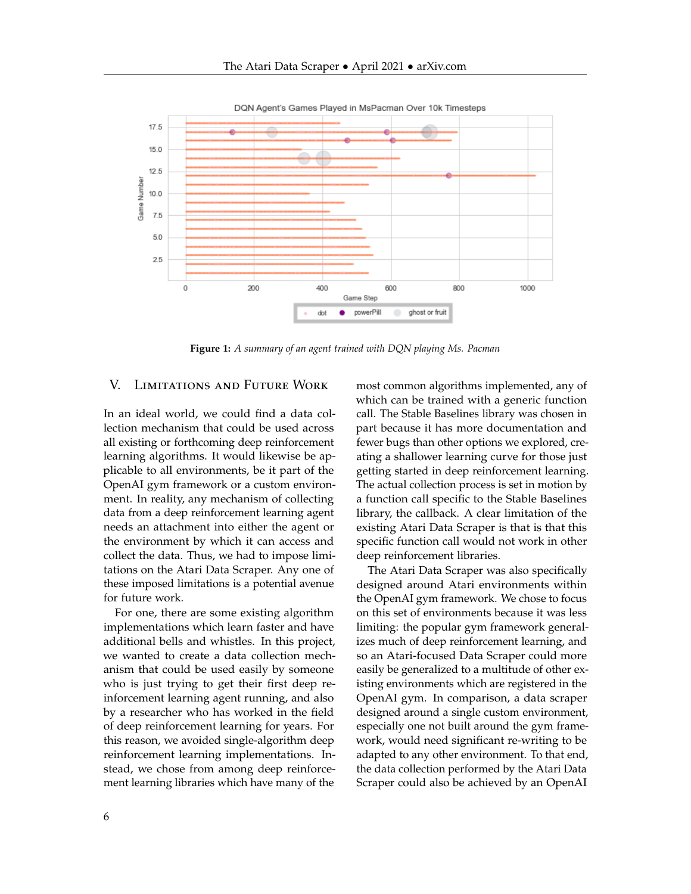**Figure 1:** *A summary of an agent trained with DQN playing Ms. Pacman*

## V. Limitations and Future Work

In an ideal world, we could find a data collection mechanism that could be used across all existing or forthcoming deep reinforcement learning algorithms. It would likewise be applicable to all environments, be it part of the OpenAI gym framework or a custom environment. In reality, any mechanism of collecting data from a deep reinforcement learning agent needs an attachment into either the agent or the environment by which it can access and collect the data. Thus, we had to impose limitations on the Atari Data Scraper. Any one of these imposed limitations is a potential avenue for future work.

For one, there are some existing algorithm implementations which learn faster and have additional bells and whistles. In this project, we wanted to create a data collection mechanism that could be used easily by someone who is just trying to get their first deep reinforcement learning agent running, and also by a researcher who has worked in the field of deep reinforcement learning for years. For this reason, we avoided single-algorithm deep reinforcement learning implementations. Instead, we chose from among deep reinforcement learning libraries which have many of the most common algorithms implemented, any of which can be trained with a generic function call. The Stable Baselines library was chosen in part because it has more documentation and fewer bugs than other options we explored, creating a shallower learning curve for those just getting started in deep reinforcement learning. The actual collection process is set in motion by a function call specific to the Stable Baselines library, the callback. A clear limitation of the existing Atari Data Scraper is that is that this specific function call would not work in other deep reinforcement learning libraries.

The Atari Data Scraper was also specifically designed around Atari environments within the OpenAI gym framework. We chose to focus on this set of environments because it was less limiting: the popular gym framework generalizes much of deep reinforcement learning, and so an Atari-focused Data Scraper could more easily be generalized to a multitude of other existing environments which are registered in the OpenAI gym. In comparison, a data scraper designed around a single custom environment, especially one not built around the gym framework, would need significant re-writing to be adapted to any other environment. To that end, the data collection performed by the Atari Data Scraper could also be achieved by an OpenAI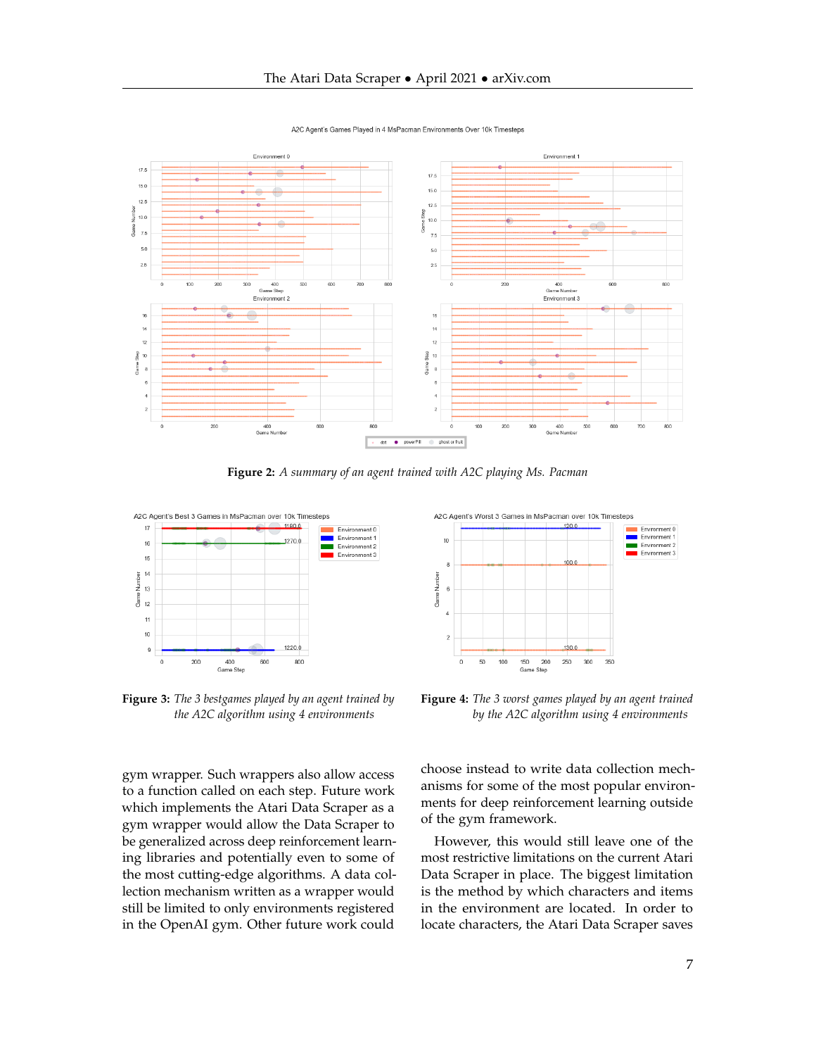**Figure 2:** *A summary of an agent trained with A2C playing Ms. Pacman*

**Figure 3:** *The 3 bestgames played by an agent trained by the A2C algorithm using 4 environments*

**Figure 4:** *The 3 worst games played by an agent trained by the A2C algorithm using 4 environments*

gym wrapper. Such wrappers also allow access to a function called on each step. Future work which implements the Atari Data Scraper as a gym wrapper would allow the Data Scraper to be generalized across deep reinforcement learning libraries and potentially even to some of the most cutting-edge algorithms. A data collection mechanism written as a wrapper would still be limited to only environments registered in the OpenAI gym. Other future work could choose instead to write data collection mechanisms for some of the most popular environments for deep reinforcement learning outside of the gym framework.

However, this would still leave one of the most restrictive limitations on the current Atari Data Scraper in place. The biggest limitation is the method by which characters and items in the environment are located. In order to locate characters, the Atari Data Scraper saves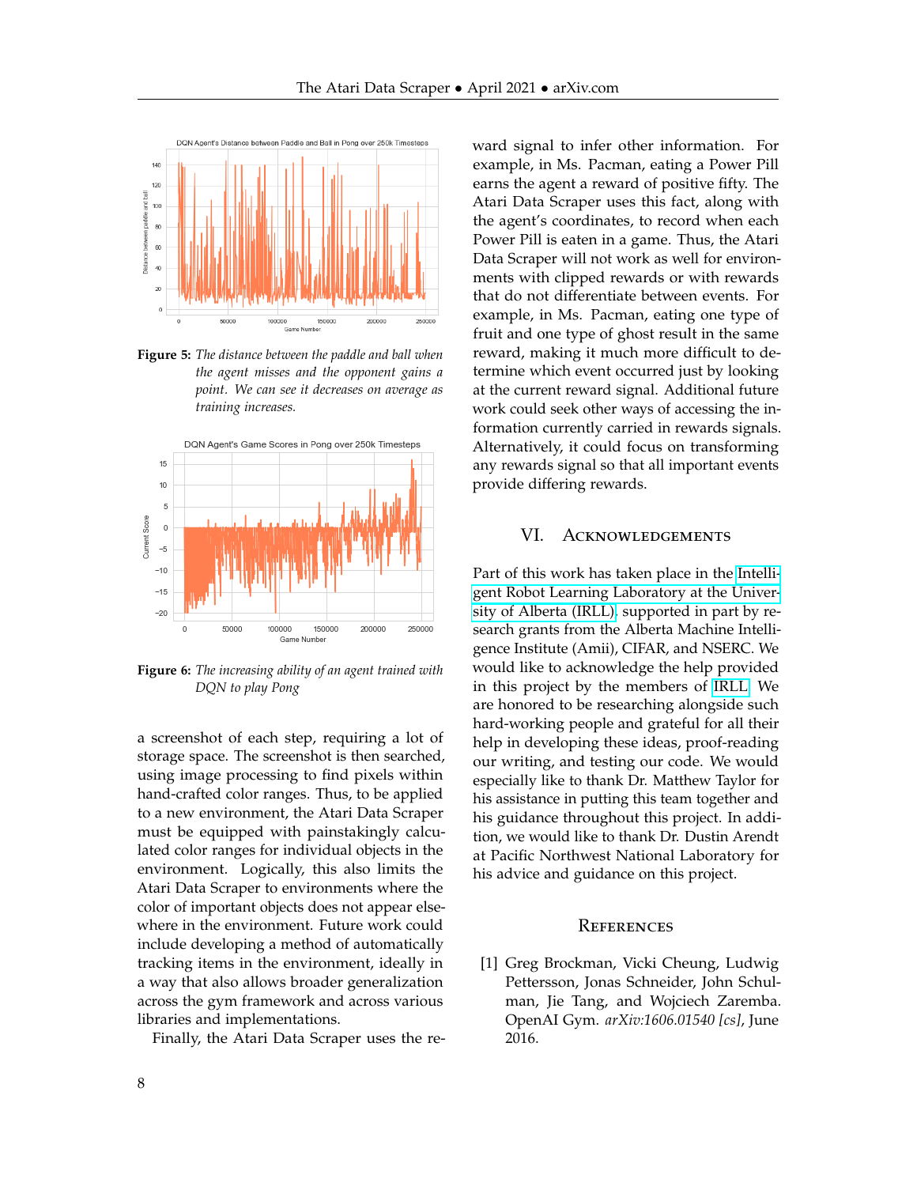**Figure 5:** *The distance between the paddle and ball when the agent misses and the opponent gains a point. We can see it decreases on average as training increases.*

**Figure 6:** *The increasing ability of an agent trained with DQN to play Pong*

a screenshot of each step, requiring a lot of storage space. The screenshot is then searched, using image processing to find pixels within hand-crafted color ranges. Thus, to be applied to a new environment, the Atari Data Scraper must be equipped with painstakingly calculated color ranges for individual objects in the environment. Logically, this also limits the Atari Data Scraper to environments where the color of important objects does not appear elsewhere in the environment. Future work could include developing a method of automatically tracking items in the environment, ideally in a way that also allows broader generalization across the gym framework and across various libraries and implementations.

Finally, the Atari Data Scraper uses the reward signal to infer other information. For example, in Ms. Pacman, eating a Power Pill earns the agent a reward of positive fifty. The Atari Data Scraper uses this fact, along with the agent's coordinates, to record when each Power Pill is eaten in a game. Thus, the Atari Data Scraper will not work as well for environments with clipped rewards or with rewards that do not differentiate between events. For example, in Ms. Pacman, eating one type of fruit and one type of ghost result in the same reward, making it much more difficult to determine which event occurred just by looking at the current reward signal. Additional future work could seek other ways of accessing the information currently carried in rewards signals. Alternatively, it could focus on transforming any rewards signal so that all important events provide differing rewards.

## VI. Acknowledgements

Part of this work has taken place in the Intelligent Robot Learning Laboratory at the University of Alberta (IRLL), supported in part by research grants from the Alberta Machine Intelligence Institute (Amii), CIFAR, and NSERC. We would like to acknowledge the help provided in this project by the members of IRLL. We are honored to be researching alongside such hard-working people and grateful for all their help in developing these ideas, proof-reading our writing, and testing our code. We would especially like to thank Dr. Matthew Taylor for his assistance in putting this team together and his guidance throughout this project. In addition, we would like to thank Dr. Dustin Arendt at Pacific Northwest National Laboratory for his advice and guidance on this project.

## References

[1] Greg Brockman, Vicki Cheung, Ludwig Pettersson, Jonas Schneider, John Schulman, Jie Tang, and Wojciech Zaremba. OpenAI Gym. *arXiv:1606.01540 [cs]*, June 2016.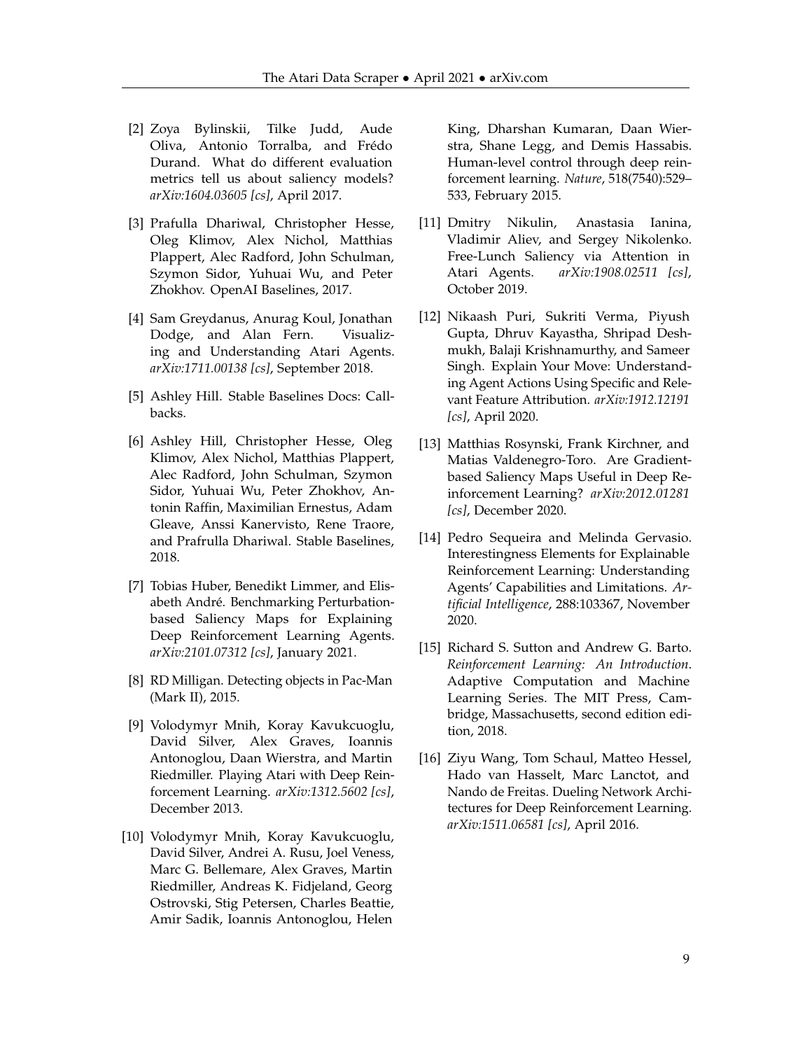[2] Zoya Bylinskii, Tilke Judd, Aude Oliva, Antonio Torralba, and Frédo Durand. What do different evaluation metrics tell us about saliency models? *arXiv:1604.03605 [cs]*, April 2017.

[3] Prafulla Dhariwal, Christopher Hesse, Oleg Klimov, Alex Nichol, Matthias Plappert, Alec Radford, John Schulman, Szymon Sidor, Yuhuai Wu, and Peter Zhokhov. OpenAI Baselines, 2017.

[4] Sam Greydanus, Anurag Koul, Jonathan Dodge, and Alan Fern. Visualizing and Understanding Atari Agents. *arXiv:1711.00138 [cs]*, September 2018.

[5] Ashley Hill. Stable Baselines Docs: Callbacks.

[6] Ashley Hill, Christopher Hesse, Oleg Klimov, Alex Nichol, Matthias Plappert, Alec Radford, John Schulman, Szymon Sidor, Yuhuai Wu, Peter Zhokhov, Antonin Raffin, Maximilian Ernestus, Adam Gleave, Anssi Kanervisto, Rene Traore, and Prafrulla Dhariwal. Stable Baselines, 2018.

[7] Tobias Huber, Benedikt Limmer, and Elisabeth André. Benchmarking Perturbation-based Saliency Maps for Explaining Deep Reinforcement Learning Agents. *arXiv:2101.07312 [cs]*, January 2021.

[8] RD Milligan. Detecting objects in Pac-Man (Mark II), 2015.

[9] Volodymyr Mnih, Koray Kavukcuoglu, David Silver, Alex Graves, Ioannis Antonoglou, Daan Wierstra, and Martin Riedmiller. Playing Atari with Deep Reinforcement Learning. *arXiv:1312.5602 [cs]*, December 2013.

[10] Volodymyr Mnih, Koray Kavukcuoglu, David Silver, Andrei A. Rusu, Joel Veness, Marc G. Bellemare, Alex Graves, Martin Riedmiller, Andreas K. Fidjeland, Georg Ostrovski, Stig Petersen, Charles Beattie, Amir Sadik, Ioannis Antonoglou, Helen King, Dharshan Kumaran, Daan Wierstra, Shane Legg, and Demis Hassabis. Human-level control through deep reinforcement learning. *Nature*, 518(7540):529–533, February 2015.

[11] Dmitry Nikulin, Anastasia Ianina, Vladimir Aliev, and Sergey Nikolenko. Free-Lunch Saliency via Attention in Atari Agents. *arXiv:1908.02511 [cs]*, October 2019.

[12] Nikaash Puri, Sukriti Verma, Piyush Gupta, Dhruv Kayastha, Shripad Deshmukh, Balaji Krishnamurthy, and Sameer Singh. Explain Your Move: Understanding Agent Actions Using Specific and Relevant Feature Attribution. *arXiv:1912.12191 [cs]*, April 2020.

[13] Matthias Rosynski, Frank Kirchner, and Matias Valdenegro-Toro. Are Gradient-based Saliency Maps Useful in Deep Reinforcement Learning? *arXiv:2012.01281 [cs]*, December 2020.

[14] Pedro Sequeira and Melinda Gervasio. Interestingness Elements for Explainable Reinforcement Learning: Understanding Agents' Capabilities and Limitations. *Artificial Intelligence*, 288:103367, November 2020.

[15] Richard S. Sutton and Andrew G. Barto. *Reinforcement Learning: An Introduction*. Adaptive Computation and Machine Learning Series. The MIT Press, Cambridge, Massachusetts, second edition edition, 2018.

[16] Ziyu Wang, Tom Schaul, Matteo Hessel, Hado van Hasselt, Marc Lanctot, and Nando de Freitas. Dueling Network Architectures for Deep Reinforcement Learning. *arXiv:1511.06581 [cs]*, April 2016.